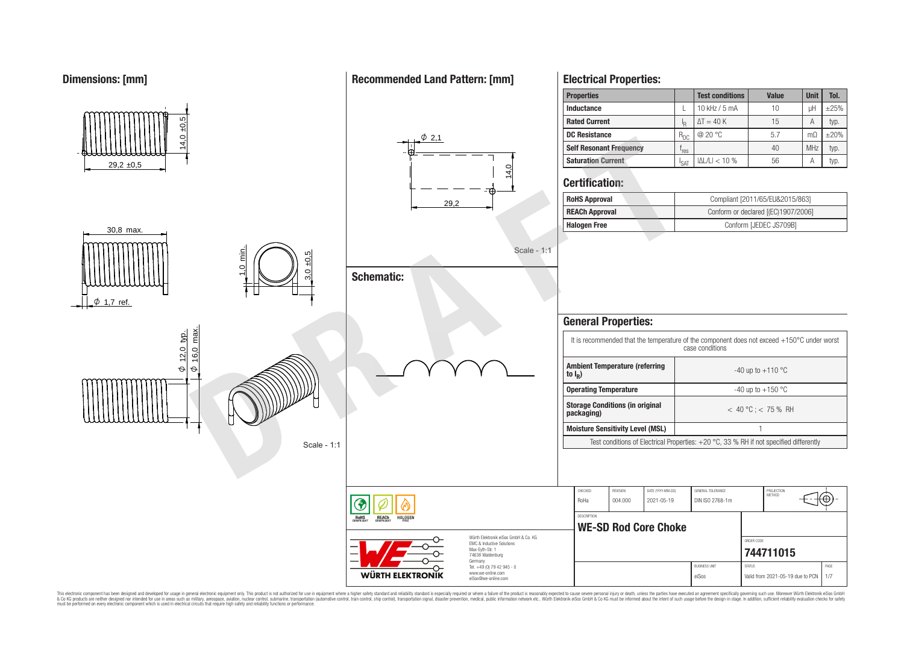## Dimensions: [mm]

14,0 ±0,5

29,2 ±0,5

30,8 max.

1,0 min.

3,0 ±0,5

ϕ 1,7 ref.

ϕ 12,0 typ.

ϕ 16,0 max.

Scale - 1:1

## Recommended Land Pattern: [mm]

ϕ 2,1

14,0

29,2

Scale - 1:1

## Schematic:

## Electrical Properties:

| Properties | | Test conditions | Value | Unit | Tol. |
|---|---|---|---|---|---|
| Inductance | L | 10 kHz / 5 mA | 10 | µH | ±25% |
| Rated Current | $I_R$ | ΔT = 40 K | 15 | A | typ. |
| DC Resistance | $R_{DC}$ | @ 20 °C | 5.7 | mΩ | ±20% |
| Self Resonant Frequency | $f_{res}$ | | 40 | MHz | typ. |
| Saturation Current | $I_{SAT}$ | \|ΔL/L\| < 10 % | 56 | A | typ. |

## Certification:

| | |
|---|---|
| RoHS Approval | Compliant [2011/65/EU&2015/863] |
| REACh Approval | Conform or declared [(EC)1907/2006] |
| Halogen Free | Conform [JEDEC JS709B] |

## General Properties:

| | |
|---|---|
| It is recommended that the temperature of the component does not exceed +150°C under worst case conditions | |
| Ambient Temperature (referring to $I_R$) | -40 up to +110 °C |
| Operating Temperature | -40 up to +150 °C |
| Storage Conditions (in original packaging) | < 40 °C ; < 75 % RH |
| Moisture Sensitivity Level (MSL) | 1 |
| Test conditions of Electrical Properties: +20 °C, 33 % RH if not specified differently | |

| CHECKED | REVISION | DATE (YYYY-MM-DD) | GENERAL TOLERANCE | PROJECTION METHOD |
|---|---|---|---|---|
| RoHa | 004.000 | 2021-05-19 | DIN ISO 2768-1m | |

DESCRIPTION: **WE-SD Rod Core Choke**

ORDER CODE: **744711015**

BUSINESS UNIT: eiSos | STATUS: Valid from 2021-05-19 due to PCN | PAGE: 1/7

Würth Elektronik eiSos GmbH & Co. KG
EMC & Inductive Solutions
Max-Eyth-Str. 1
74638 Waldenburg
Germany
Tel. +49 (0) 79 42 945 - 0
www.we-online.com
eiSos@we-online.com

WÜRTH ELEKTRONIK

RoHS COMPLIANT | REACh COMPLIANT | HALOGEN FREE

This electronic component has been designed and developed for usage in general electronic equipment only. This product is not authorized for use in equipment where a higher safety standard and reliability standard is especially required or where a failure of the product is reasonably expected to cause severe personal injury or death, unless the parties have executed an agreement specifically governing such use. Moreover Würth Elektronik eiSos GmbH & Co KG products are neither designed nor intended for use in areas such as military, aerospace, aviation, nuclear control, submarine, transportation (automotive control, train control, ship control), transportation signal, disaster prevention, medical, public information network etc.. Würth Elektronik eiSos GmbH & Co KG must be informed about the intent of such usage before the design-in stage. In addition, sufficient reliability evaluation checks for safety must be performed on every electronic component which is used in electrical circuits that require high safety and reliability functions or performance.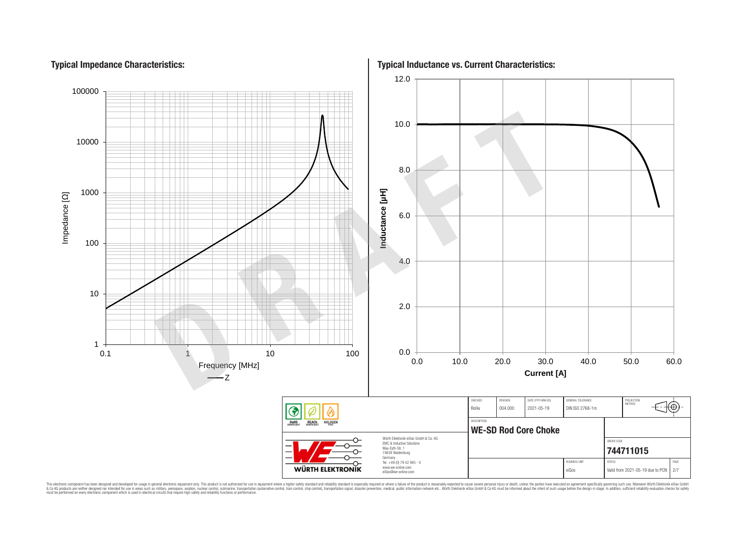## Typical Impedance Characteristics:

Impedance [Ω]

Frequency [MHz]

Z

## Typical Inductance vs. Current Characteristics:

Inductance [µH]

Current [A]

| CHECKED | REVISION | DATE (YYYY-MM-DD) | GENERAL TOLERANCE | PROJECTION METHOD |
|---|---|---|---|---|
| RoHa | 004.000 | 2021-05-19 | DIN ISO 2768-1m | |

DESCRIPTION

**WE-SD Rod Core Choke**

ORDER CODE

**744711015**

| BUSINESS UNIT | STATUS | PAGE |
|---|---|---|
| eiSos | Valid from 2021-05-19 due to PCN | 2/7 |

RoHS COMPLIANT · REACh COMPLIANT · HALOGEN FREE

WÜRTH ELEKTRONIK

Würth Elektronik eiSos GmbH & Co. KG
EMC & Inductive Solutions
Max-Eyth-Str. 1
74638 Waldenburg
Germany
Tel. +49 (0) 79 42 945 - 0
www.we-online.com
eiSos@we-online.com

This electronic component has been designed and developed for usage in general electronic equipment only. This product is not authorized for use in equipment where a higher safety standard and reliability standard is especially required or where a failure of the product is reasonably expected to cause severe personal injury or death, unless the parties have executed an agreement specifically governing such use. Moreover Würth Elektronik eiSos GmbH & Co KG products are neither designed nor intended for use in areas such as military, aerospace, aviation, nuclear control, submarine, transportation (automotive control, train control, ship control), transportation signal, disaster prevention, medical, public information network etc.. Würth Elektronik eiSos GmbH & Co KG must be informed about the intent of such usage before the design-in stage. In addition, sufficient reliability evaluation checks for safety must be performed on every electronic component which is used in electrical circuits that require high safety and reliability functions or performance.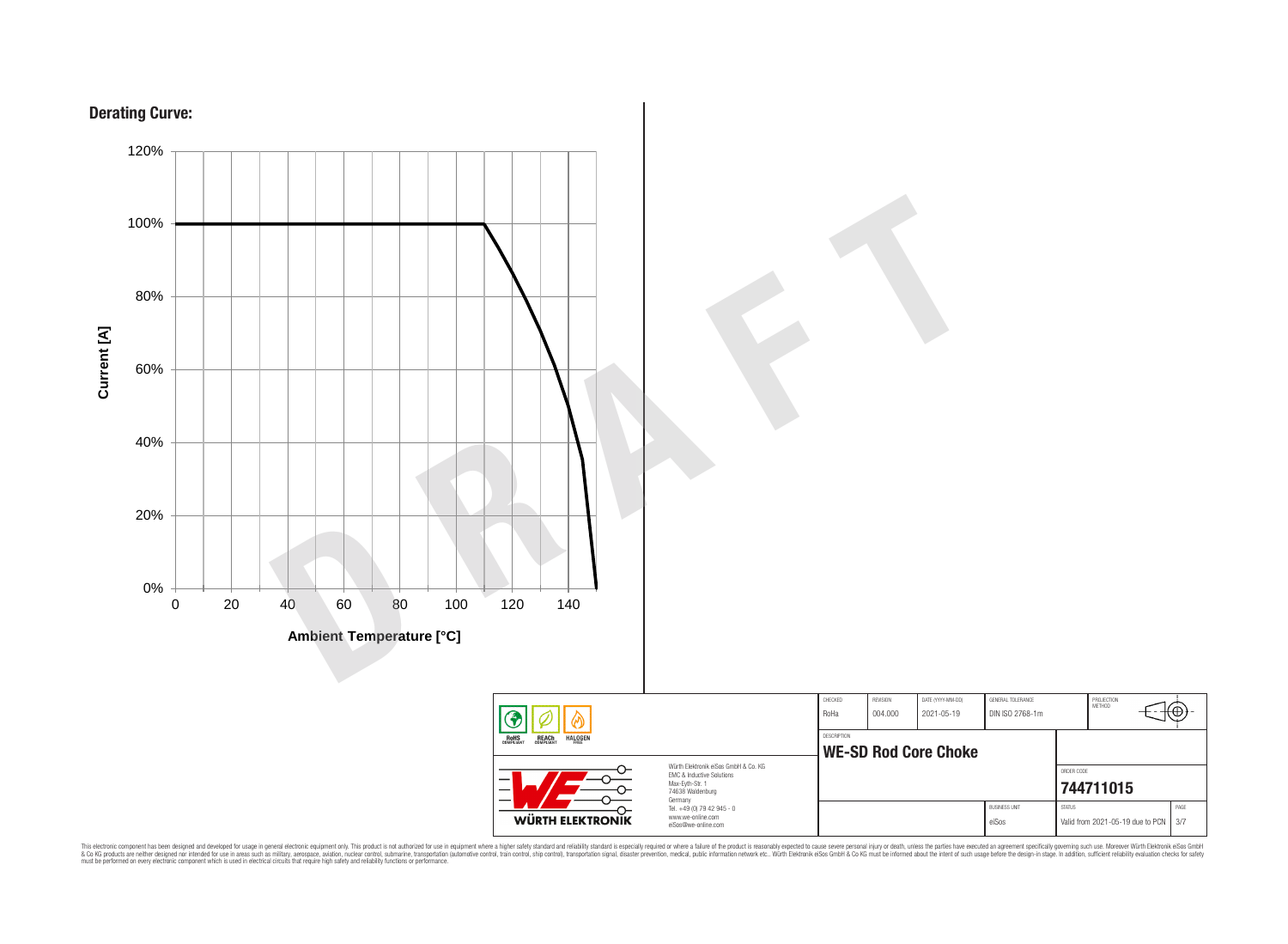## Derating Curve:

Current [A]

120%
100%
80%
60%
40%
20%
0%

0 20 40 60 80 100 120 140

Ambient Temperature [°C]

DRAFT

| CHECKED | REVISION | DATE (YYYY-MM-DD) | GENERAL TOLERANCE | PROJECTION METHOD |
|---|---|---|---|---|
| RoHa | 004.000 | 2021-05-19 | DIN ISO 2768-1m | |

RoHS COMPLIANT | REACh COMPLIANT | HALOGEN FREE

DESCRIPTION

**WE-SD Rod Core Choke**

ORDER CODE

**744711015**

WÜRTH ELEKTRONIK

Würth Elektronik eiSos GmbH & Co. KG
EMC & Inductive Solutions
Max-Eyth-Str. 1
74638 Waldenburg
Germany
Tel. +49 (0) 79 42 945 - 0
www.we-online.com
eiSos@we-online.com

| BUSINESS UNIT | STATUS | PAGE |
|---|---|---|
| eiSos | Valid from 2021-05-19 due to PCN | 3/7 |

This electronic component has been designed and developed for usage in general electronic equipment only. This product is not authorized for use in equipment where a higher safety standard and reliability standard is especially required or where a failure of the product is reasonably expected to cause severe personal injury or death, unless the parties have executed an agreement specifically governing such use. Moreover Würth Elektronik eiSos GmbH & Co KG products are neither designed nor intended for use in areas such as military, aerospace, aviation, nuclear control, submarine, transportation (automotive control, train control, ship control), transportation signal, disaster prevention, medical, public information network etc.. Würth Elektronik eiSos GmbH & Co KG must be informed about the intent of such usage before the design-in stage. In addition, sufficient reliability evaluation checks for safety must be performed on every electronic component which is used in electrical circuits that require high safety and reliability functions or performance.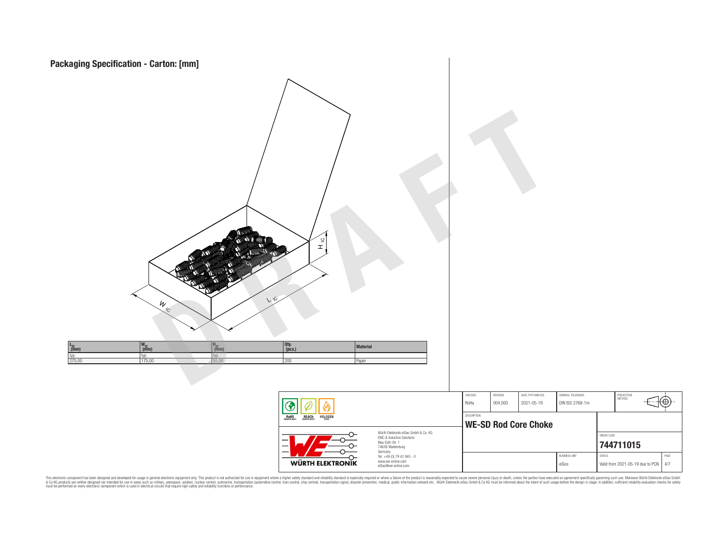# Packaging Specification - Carton: [mm]

| $L_{IC}$ (mm) | $W_{IC}$ (mm) | $H_{IC}$ (mm) | Qty. (pcs.) | Material |
|---|---|---|---|---|
| typ. | typ. | typ. | | |
| 275,00 | 175,00 | 55,00 | 200 | Paper |

| CHECKED | REVISION | DATE (YYYY-MM-DD) | GENERAL TOLERANCE | PROJECTION METHOD |
|---|---|---|---|---|
| RoHa | 004.000 | 2021-05-19 | DIN ISO 2768-1m | |

DESCRIPTION

**WE-SD Rod Core Choke**

ORDER CODE

**744711015**

| BUSINESS UNIT | STATUS | PAGE |
|---|---|---|
| eiSos | Valid from 2021-05-19 due to PCN | 4/7 |

RoHS COMPLIANT · REACh COMPLIANT · HALOGEN FREE

Würth Elektronik eiSos GmbH & Co. KG
EMC & Inductive Solutions
Max-Eyth-Str. 1
74638 Waldenburg
Germany
Tel. +49 (0) 79 42 945 - 0
www.we-online.com
eiSos@we-online.com

WÜRTH ELEKTRONIK

This electronic component has been designed and developed for usage in general electronic equipment only. This product is not authorized for use in equipment where a higher safety standard and reliability standard is especially required or where a failure of the product is reasonably expected to cause severe personal injury or death, unless the parties have executed an agreement specifically governing such use. Moreover Würth Elektronik eiSos GmbH & Co KG products are neither designed nor intended for use in areas such as military, aerospace, aviation, nuclear control, submarine, transportation (automotive control, train control, ship control), transportation signal, disaster prevention, medical, public information network etc.. Würth Elektronik eiSos GmbH & Co KG must be informed about the intent of such usage before the design-in stage. In addition, sufficient reliability evaluation checks for safety must be performed on every electronic component which is used in electrical circuits that require high safety and reliability functions or performance.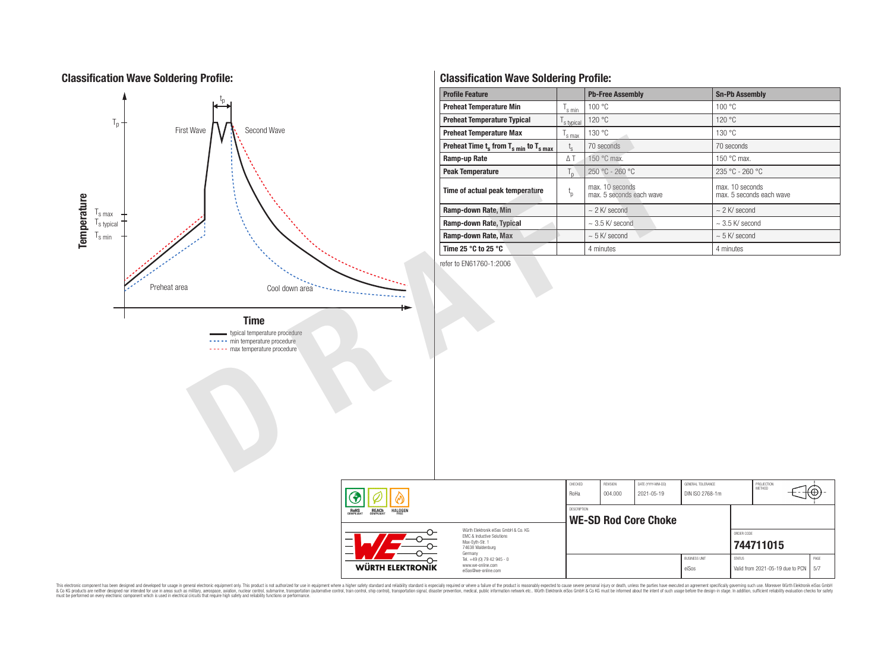## Classification Wave Soldering Profile:

Temperature

$T_p$

$T_{s\,max}$

$T_{s\,typical}$

$T_{s\,min}$

$t_p$

First Wave

Second Wave

Preheat area

Cool down area

**Time**

typical temperature procedure

min temperature procedure

max temperature procedure

## Classification Wave Soldering Profile:

| Profile Feature | | Pb-Free Assembly | Sn-Pb Assembly |
|---|---|---|---|
| Preheat Temperature Min | $T_{s\,min}$ | 100 °C | 100 °C |
| Preheat Temperature Typical | $T_{s\,typical}$ | 120 °C | 120 °C |
| Preheat Temperature Max | $T_{s\,max}$ | 130 °C | 130 °C |
| Preheat Time $t_s$ from $T_{s\,min}$ to $T_{s\,max}$ | $t_s$ | 70 seconds | 70 seconds |
| Ramp-up Rate | ΔT | 150 °C max. | 150 °C max. |
| Peak Temperature | $T_p$ | 250 °C - 260 °C | 235 °C - 260 °C |
| Time of actual peak temperature | $t_p$ | max. 10 seconds<br>max. 5 seconds each wave | max. 10 seconds<br>max. 5 seconds each wave |
| Ramp-down Rate, Min | | ~ 2 K/ second | ~ 2 K/ second |
| Ramp-down Rate, Typical | | ~ 3.5 K/ second | ~ 3.5 K/ second |
| Ramp-down Rate, Max | | ~ 5 K/ second | ~ 5 K/ second |
| Time 25 °C to 25 °C | | 4 minutes | 4 minutes |

refer to EN61760-1:2006

| CHECKED | REVISION | DATE (YYYY-MM-DD) | GENERAL TOLERANCE | PROJECTION METHOD |
|---|---|---|---|---|
| RoHa | 004.000 | 2021-05-19 | DIN ISO 2768-1m | |

DESCRIPTION: **WE-SD Rod Core Choke**

ORDER CODE: **744711015**

Würth Elektronik eiSos GmbH & Co. KG
EMC & Inductive Solutions
Max-Eyth-Str. 1
74638 Waldenburg
Germany
Tel. +49 (0) 79 42 945 - 0
www.we-online.com
eiSos@we-online.com

BUSINESS UNIT: eiSos | STATUS: Valid from 2021-05-19 due to PCN | PAGE: 5/7

This electronic component has been designed and developed for usage in general electronic equipment only. This product is not authorized for use in equipment where a higher safety standard and reliability standard is especially required or where a failure of the product is reasonably expected to cause severe personal injury or death, unless the parties have executed an agreement specifically governing such use. Moreover Würth Elektronik eiSos GmbH & Co KG products are neither designed nor intended for use in areas such as military, aerospace, aviation, nuclear control, submarine, transportation (automotive control, train control, ship control), transportation signal, disaster prevention, medical, public information network etc.. Würth Elektronik eiSos GmbH & Co KG must be informed about the intent of such usage before the design-in stage. In addition, sufficient reliability evaluation checks for safety must be performed on every electronic component which is used in electrical circuits that require high safety and reliability functions or performance.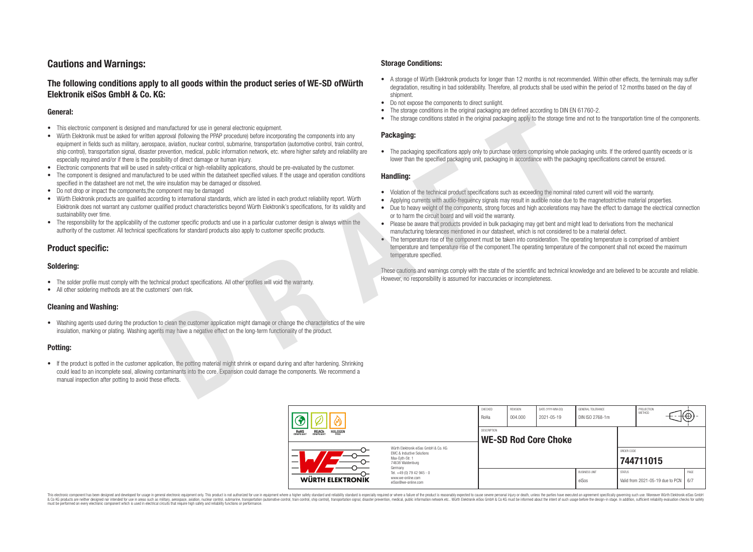# Cautions and Warnings:

## The following conditions apply to all goods within the product series of WE-SD ofWürth Elektronik eiSos GmbH & Co. KG:

### General:

- This electronic component is designed and manufactured for use in general electronic equipment.
- Würth Elektronik must be asked for written approval (following the PPAP procedure) before incorporating the components into any equipment in fields such as military, aerospace, aviation, nuclear control, submarine, transportation (automotive control, train control, ship control), transportation signal, disaster prevention, medical, public information network, etc. where higher safety and reliability are especially required and/or if there is the possibility of direct damage or human injury.
- Electronic components that will be used in safety-critical or high-reliability applications, should be pre-evaluated by the customer.
- The component is designed and manufactured to be used within the datasheet specified values. If the usage and operation conditions specified in the datasheet are not met, the wire insulation may be damaged or dissolved.
- Do not drop or impact the components,the component may be damaged
- Würth Elektronik products are qualified according to international standards, which are listed in each product reliability report. Würth Elektronik does not warrant any customer qualified product characteristics beyond Würth Elektronik's specifications, for its validity and sustainability over time.
- The responsibility for the applicability of the customer specific products and use in a particular customer design is always within the authority of the customer. All technical specifications for standard products also apply to customer specific products.

## Product specific:

### Soldering:

- The solder profile must comply with the technical product specifications. All other profiles will void the warranty.
- All other soldering methods are at the customers' own risk.

### Cleaning and Washing:

- Washing agents used during the production to clean the customer application might damage or change the characteristics of the wire insulation, marking or plating. Washing agents may have a negative effect on the long-term functionality of the product.

### Potting:

- If the product is potted in the customer application, the potting material might shrink or expand during and after hardening. Shrinking could lead to an incomplete seal, allowing contaminants into the core. Expansion could damage the components. We recommend a manual inspection after potting to avoid these effects.

### Storage Conditions:

- A storage of Würth Elektronik products for longer than 12 months is not recommended. Within other effects, the terminals may suffer degradation, resulting in bad solderability. Therefore, all products shall be used within the period of 12 months based on the day of shipment.
- Do not expose the components to direct sunlight.
- The storage conditions in the original packaging are defined according to DIN EN 61760-2.
- The storage conditions stated in the original packaging apply to the storage time and not to the transportation time of the components.

### Packaging:

- The packaging specifications apply only to purchase orders comprising whole packaging units. If the ordered quantity exceeds or is lower than the specified packaging unit, packaging in accordance with the packaging specifications cannot be ensured.

### Handling:

- Violation of the technical product specifications such as exceeding the nominal rated current will void the warranty.
- Applying currents with audio-frequency signals may result in audible noise due to the magnetostrictive material properties.
- Due to heavy weight of the components, strong forces and high accelerations may have the effect to damage the electrical connection or to harm the circuit board and will void the warranty.
- Please be aware that products provided in bulk packaging may get bent and might lead to derivations from the mechanical manufacturing tolerances mentioned in our datasheet, which is not considered to be a material defect.
- The temperature rise of the component must be taken into consideration. The operating temperature is comprised of ambient temperature and temperature rise of the component.The operating temperature of the component shall not exceed the maximum temperature specified.

These cautions and warnings comply with the state of the scientific and technical knowledge and are believed to be accurate and reliable. However, no responsibility is assumed for inaccuracies or incompleteness.

| CHECKED | REVISION | DATE (YYYY-MM-DD) | GENERAL TOLERANCE | PROJECTION METHOD |
|---|---|---|---|---|
| RoHa | 004.000 | 2021-05-19 | DIN ISO 2768-1m | |

| DESCRIPTION | ORDER CODE |
|---|---|
| WE-SD Rod Core Choke | 744711015 |

| BUSINESS UNIT | STATUS | PAGE |
|---|---|---|
| eiSos | Valid from 2021-05-19 due to PCN | 6/7 |

Würth Elektronik eiSos GmbH & Co. KG
EMC & Inductive Solutions
Max-Eyth-Str. 1
74638 Waldenburg
Germany
Tel. +49 (0) 79 42 945 - 0
www.we-online.com
eiSos@we-online.com

This electronic component has been designed and developed for usage in general electronic equipment only. This product is not authorized for use in equipment where a higher safety standard and reliability standard is especially required or where a failure of the product is reasonably expected to cause severe personal injury or death, unless the parties have executed an agreement specifically governing such use. Moreover Würth Elektronik eiSos GmbH & Co KG products are neither designed nor intended for use in areas such as military, aerospace, aviation, nuclear control, submarine, transportation (automotive control, train control, ship control), transportation signal, disaster prevention, medical, public information network etc.. Würth Elektronik eiSos GmbH & Co KG must be informed about the intent of such usage before the design-in stage. In addition, sufficient reliability evaluation checks for safety must be performed on every electronic component which is used in electrical circuits that require high safety and reliability functions or performance.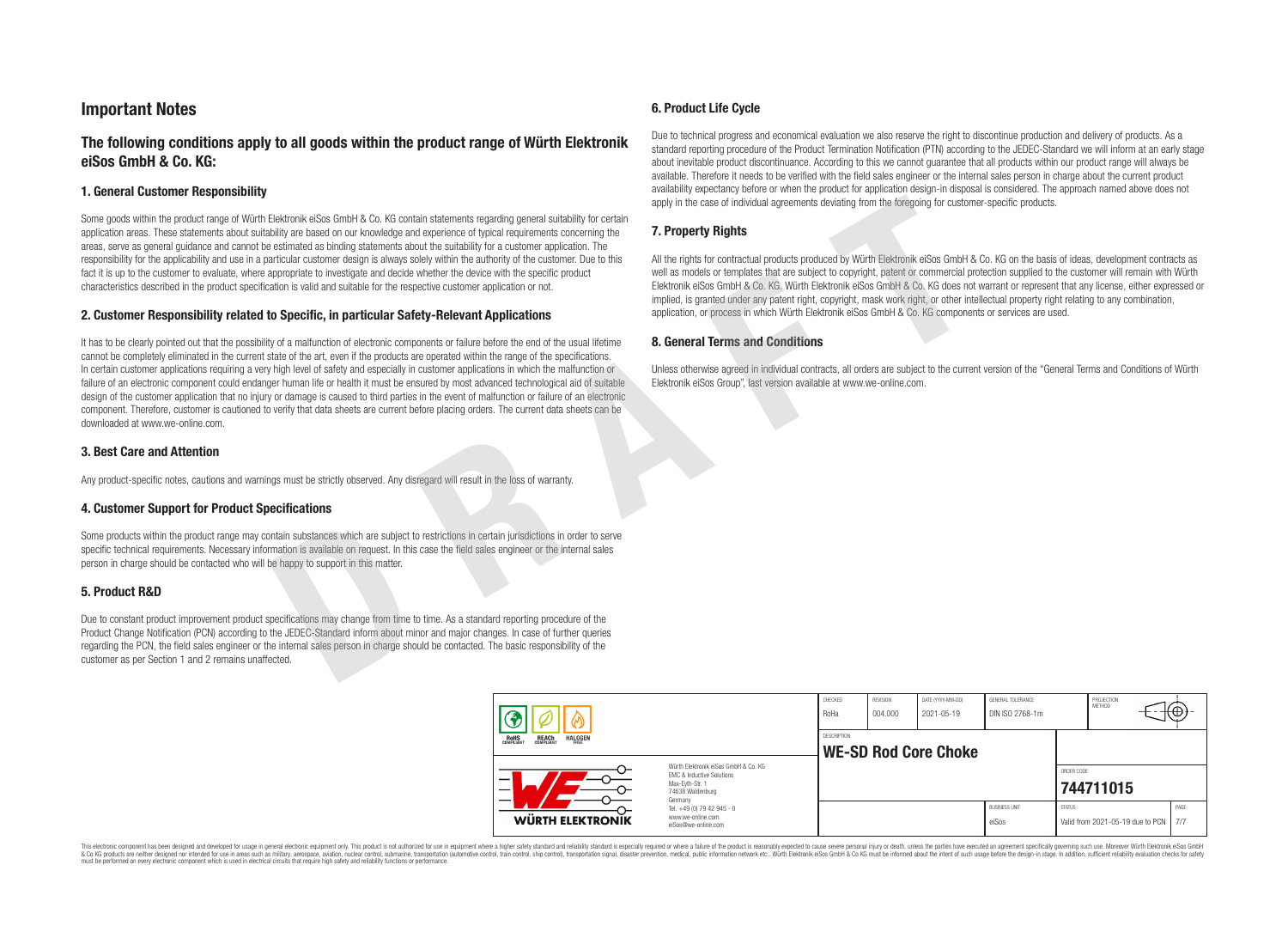# Important Notes

## The following conditions apply to all goods within the product range of Würth Elektronik eiSos GmbH & Co. KG:

### 1. General Customer Responsibility

Some goods within the product range of Würth Elektronik eiSos GmbH & Co. KG contain statements regarding general suitability for certain application areas. These statements about suitability are based on our knowledge and experience of typical requirements concerning the areas, serve as general guidance and cannot be estimated as binding statements about the suitability for a customer application. The responsibility for the applicability and use in a particular customer design is always solely within the authority of the customer. Due to this fact it is up to the customer to evaluate, where appropriate to investigate and decide whether the device with the specific product characteristics described in the product specification is valid and suitable for the respective customer application or not.

### 2. Customer Responsibility related to Specific, in particular Safety-Relevant Applications

It has to be clearly pointed out that the possibility of a malfunction of electronic components or failure before the end of the usual lifetime cannot be completely eliminated in the current state of the art, even if the products are operated within the range of the specifications. In certain customer applications requiring a very high level of safety and especially in customer applications in which the malfunction or failure of an electronic component could endanger human life or health it must be ensured by most advanced technological aid of suitable design of the customer application that no injury or damage is caused to third parties in the event of malfunction or failure of an electronic component. Therefore, customer is cautioned to verify that data sheets are current before placing orders. The current data sheets can be downloaded at www.we-online.com.

### 3. Best Care and Attention

Any product-specific notes, cautions and warnings must be strictly observed. Any disregard will result in the loss of warranty.

### 4. Customer Support for Product Specifications

Some products within the product range may contain substances which are subject to restrictions in certain jurisdictions in order to serve specific technical requirements. Necessary information is available on request. In this case the field sales engineer or the internal sales person in charge should be contacted who will be happy to support in this matter.

### 5. Product R&D

Due to constant product improvement product specifications may change from time to time. As a standard reporting procedure of the Product Change Notification (PCN) according to the JEDEC-Standard inform about minor and major changes. In case of further queries regarding the PCN, the field sales engineer or the internal sales person in charge should be contacted. The basic responsibility of the customer as per Section 1 and 2 remains unaffected.

### 6. Product Life Cycle

Due to technical progress and economical evaluation we also reserve the right to discontinue production and delivery of products. As a standard reporting procedure of the Product Termination Notification (PTN) according to the JEDEC-Standard we will inform at an early stage about inevitable product discontinuance. According to this we cannot guarantee that all products within our product range will always be available. Therefore it needs to be verified with the field sales engineer or the internal sales person in charge about the current product availability expectancy before or when the product for application design-in disposal is considered. The approach named above does not apply in the case of individual agreements deviating from the foregoing for customer-specific products.

### 7. Property Rights

All the rights for contractual products produced by Würth Elektronik eiSos GmbH & Co. KG on the basis of ideas, development contracts as well as models or templates that are subject to copyright, patent or commercial protection supplied to the customer will remain with Würth Elektronik eiSos GmbH & Co. KG. Würth Elektronik eiSos GmbH & Co. KG does not warrant or represent that any license, either expressed or implied, is granted under any patent right, copyright, mask work right, or other intellectual property right relating to any combination, application, or process in which Würth Elektronik eiSos GmbH & Co. KG components or services are used.

### 8. General Terms and Conditions

Unless otherwise agreed in individual contracts, all orders are subject to the current version of the "General Terms and Conditions of Würth Elektronik eiSos Group", last version available at www.we-online.com.

| CHECKED | REVISION | DATE (YYYY-MM-DD) | GENERAL TOLERANCE | PROJECTION METHOD |
|---|---|---|---|---|
| RoHa | 004.000 | 2021-05-19 | DIN ISO 2768-1m | |

DESCRIPTION: **WE-SD Rod Core Choke**

ORDER CODE: **744711015**

Würth Elektronik eiSos GmbH & Co. KG
EMC & Inductive Solutions
Max-Eyth-Str. 1
74638 Waldenburg
Germany
Tel. +49 (0) 79 42 945 - 0
www.we-online.com
eiSos@we-online.com

BUSINESS UNIT: eiSos | STATUS: Valid from 2021-05-19 due to PCN | PAGE: 7/7

This electronic component has been designed and developed for usage in general electronic equipment only. This product is not authorized for use in equipment where a higher safety standard and reliability standard is especially required or where a failure of the product is reasonably expected to cause severe personal injury or death, unless the parties have executed an agreement specifically governing such use. Moreover Würth Elektronik eiSos GmbH & Co KG products are neither designed nor intended for use in areas such as military, aerospace, aviation, nuclear control, submarine, transportation (automotive control, train control, ship control), transportation signal, disaster prevention, medical, public information network etc.. Würth Elektronik eiSos GmbH & Co KG must be informed about the intent of such usage before the design-in stage. In addition, sufficient reliability evaluation checks for safety must be performed on every electronic component which is used in electrical circuits that require high safety and reliability functions or performance.